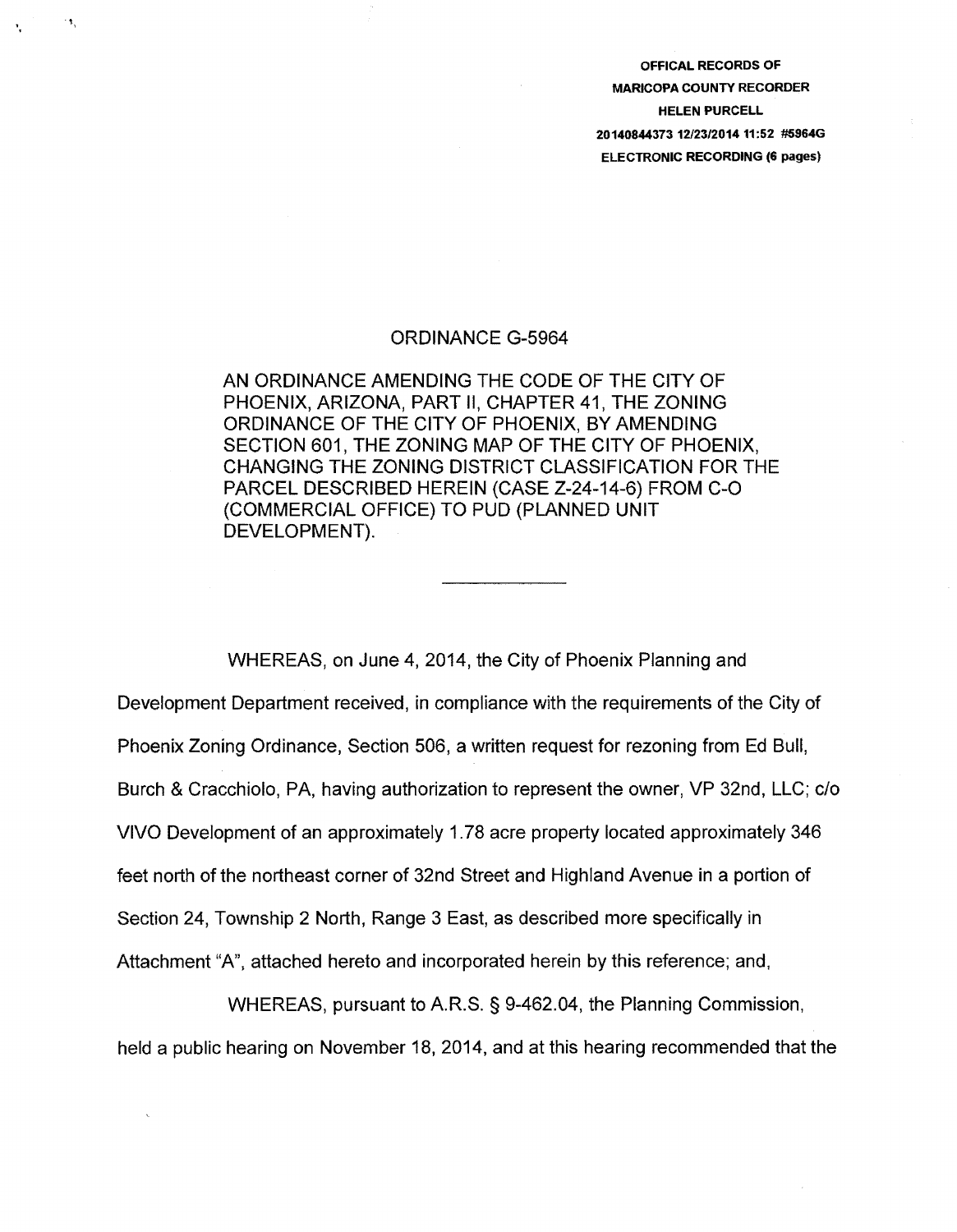OFFICAL RECORDS OF
MARICOPA COUNTY RECORDER
HELEN PURCELL
20140844373 12/23/2014 11:52 #5964G
ELECTRONIC RECORDING (6 pages)

# ORDINANCE G-5964

AN ORDINANCE AMENDING THE CODE OF THE CITY OF PHOENIX, ARIZONA, PART II, CHAPTER 41, THE ZONING ORDINANCE OF THE CITY OF PHOENIX, BY AMENDING SECTION 601, THE ZONING MAP OF THE CITY OF PHOENIX, CHANGING THE ZONING DISTRICT CLASSIFICATION FOR THE PARCEL DESCRIBED HEREIN (CASE Z-24-14-6) FROM C-O (COMMERCIAL OFFICE) TO PUD (PLANNED UNIT DEVELOPMENT).

---

WHEREAS, on June 4, 2014, the City of Phoenix Planning and Development Department received, in compliance with the requirements of the City of Phoenix Zoning Ordinance, Section 506, a written request for rezoning from Ed Bull, Burch & Cracchiolo, PA, having authorization to represent the owner, VP 32nd, LLC; c/o VIVO Development of an approximately 1.78 acre property located approximately 346 feet north of the northeast corner of 32nd Street and Highland Avenue in a portion of Section 24, Township 2 North, Range 3 East, as described more specifically in Attachment "A", attached hereto and incorporated herein by this reference; and,

WHEREAS, pursuant to A.R.S. § 9-462.04, the Planning Commission, held a public hearing on November 18, 2014, and at this hearing recommended that the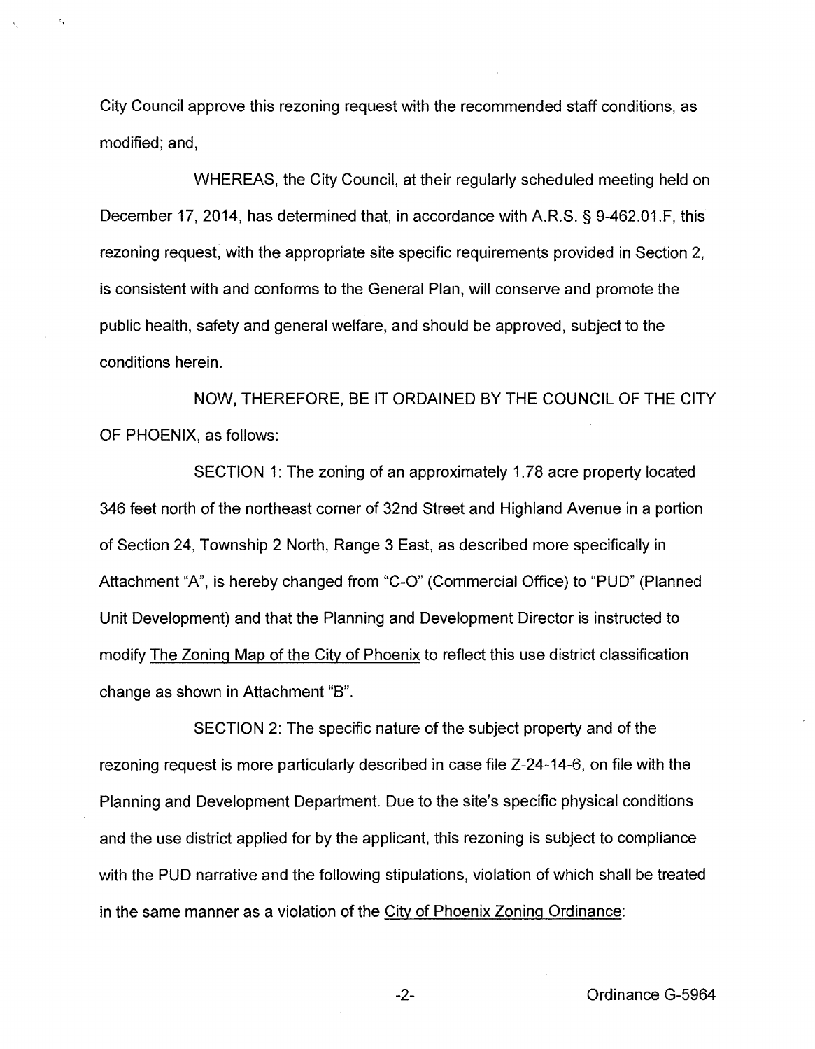City Council approve this rezoning request with the recommended staff conditions, as modified; and,

WHEREAS, the City Council, at their regularly scheduled meeting held on December 17, 2014, has determined that, in accordance with A.R.S. § 9-462.01.F, this rezoning request, with the appropriate site specific requirements provided in Section 2, is consistent with and conforms to the General Plan, will conserve and promote the public health, safety and general welfare, and should be approved, subject to the conditions herein.

NOW, THEREFORE, BE IT ORDAINED BY THE COUNCIL OF THE CITY OF PHOENIX, as follows:

SECTION 1: The zoning of an approximately 1.78 acre property located 346 feet north of the northeast corner of 32nd Street and Highland Avenue in a portion of Section 24, Township 2 North, Range 3 East, as described more specifically in Attachment "A", is hereby changed from "C-O" (Commercial Office) to "PUD" (Planned Unit Development) and that the Planning and Development Director is instructed to modify The Zoning Map of the City of Phoenix to reflect this use district classification change as shown in Attachment "B".

SECTION 2: The specific nature of the subject property and of the rezoning request is more particularly described in case file Z-24-14-6, on file with the Planning and Development Department. Due to the site's specific physical conditions and the use district applied for by the applicant, this rezoning is subject to compliance with the PUD narrative and the following stipulations, violation of which shall be treated in the same manner as a violation of the City of Phoenix Zoning Ordinance: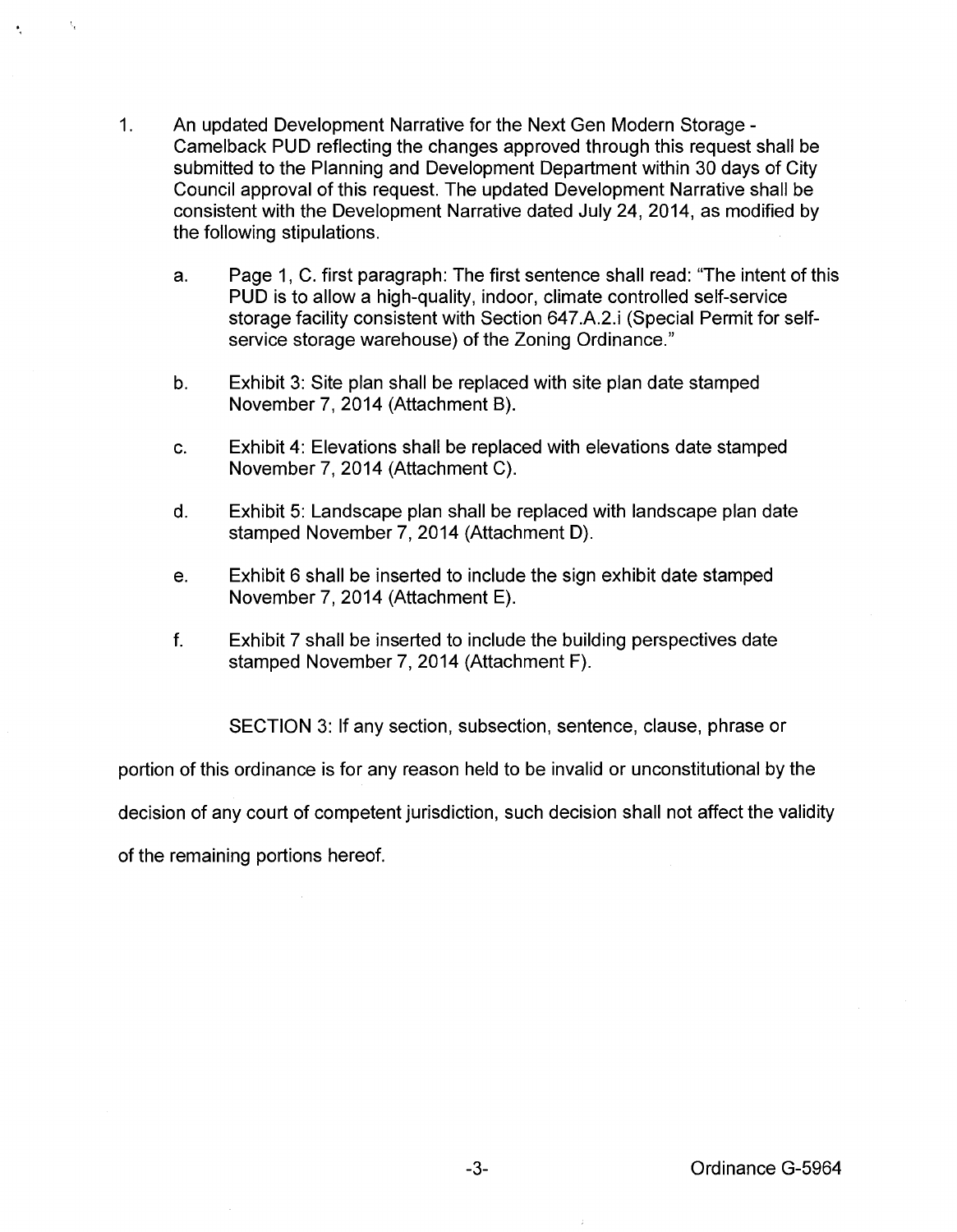1. An updated Development Narrative for the Next Gen Modern Storage - Camelback PUD reflecting the changes approved through this request shall be submitted to the Planning and Development Department within 30 days of City Council approval of this request. The updated Development Narrative shall be consistent with the Development Narrative dated July 24, 2014, as modified by the following stipulations.

   a. Page 1, C. first paragraph: The first sentence shall read: "The intent of this PUD is to allow a high-quality, indoor, climate controlled self-service storage facility consistent with Section 647.A.2.i (Special Permit for self-service storage warehouse) of the Zoning Ordinance."

   b. Exhibit 3: Site plan shall be replaced with site plan date stamped November 7, 2014 (Attachment B).

   c. Exhibit 4: Elevations shall be replaced with elevations date stamped November 7, 2014 (Attachment C).

   d. Exhibit 5: Landscape plan shall be replaced with landscape plan date stamped November 7, 2014 (Attachment D).

   e. Exhibit 6 shall be inserted to include the sign exhibit date stamped November 7, 2014 (Attachment E).

   f. Exhibit 7 shall be inserted to include the building perspectives date stamped November 7, 2014 (Attachment F).

SECTION 3: If any section, subsection, sentence, clause, phrase or portion of this ordinance is for any reason held to be invalid or unconstitutional by the decision of any court of competent jurisdiction, such decision shall not affect the validity of the remaining portions hereof.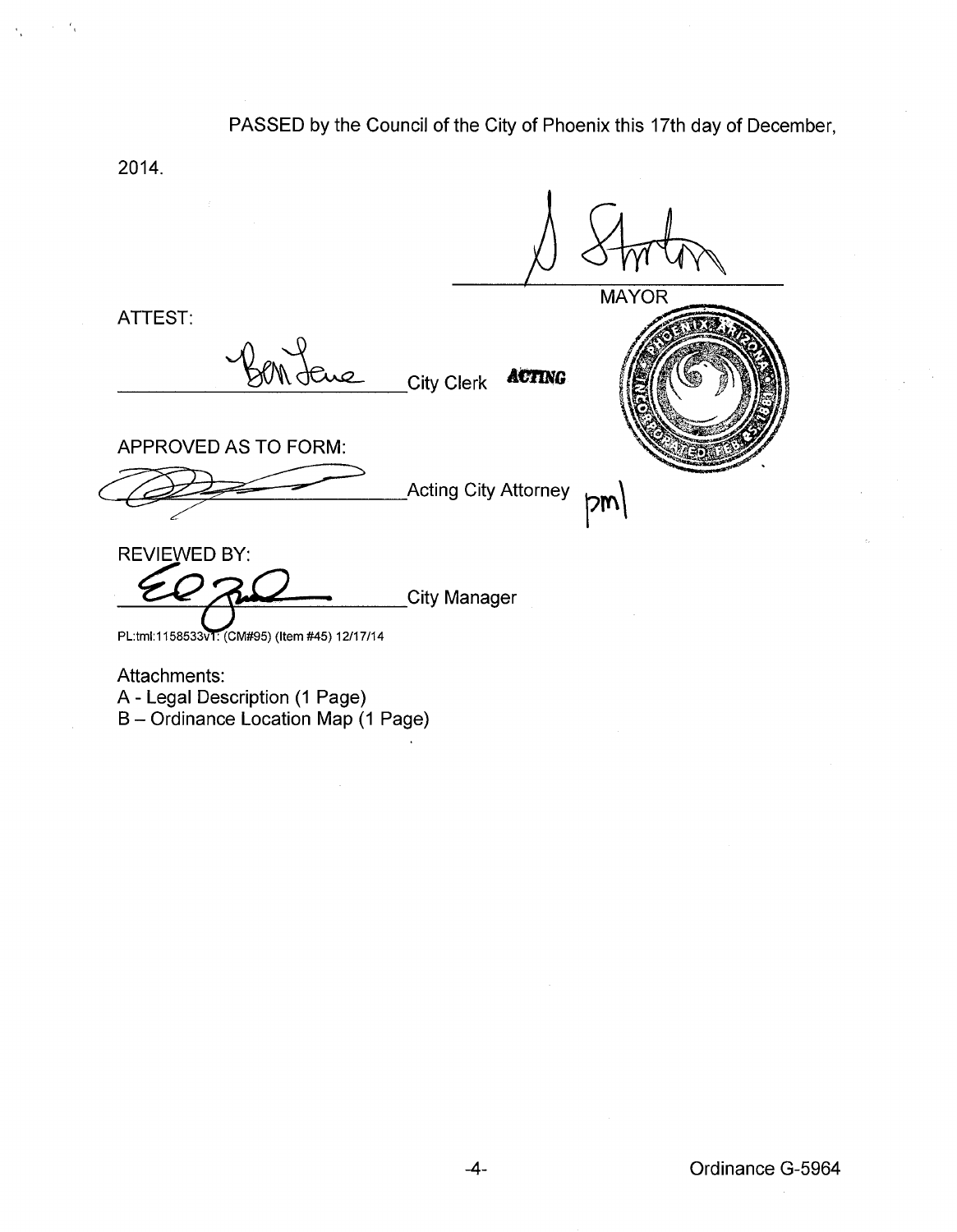PASSED by the Council of the City of Phoenix this 17th day of December, 2014.

_______________________ MAYOR

ATTEST:

_______________________ City Clerk **ACTING**

APPROVED AS TO FORM:

_______________________ Acting City Attorney pml

REVIEWED BY:

_______________________ City Manager

PL:tml:1158533v1: (CM#95) (Item #45) 12/17/14

Attachments:
A - Legal Description (1 Page)
B – Ordinance Location Map (1 Page)

Ordinance G-5964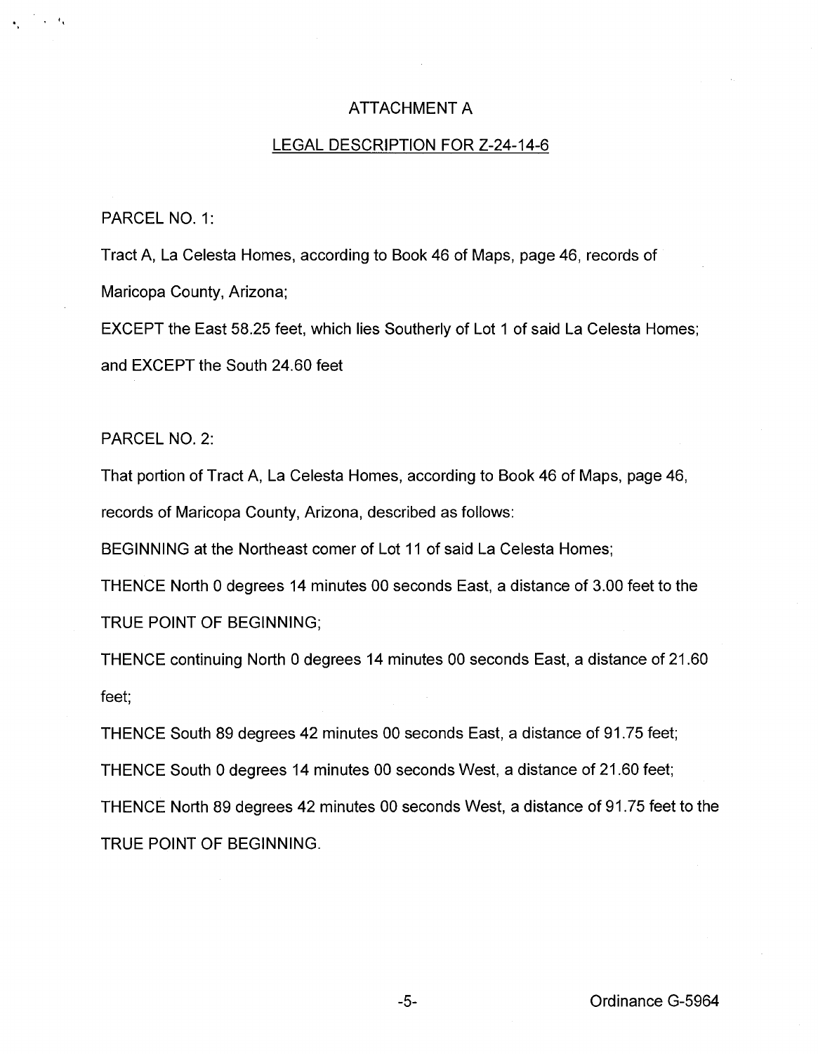# ATTACHMENT A

## LEGAL DESCRIPTION FOR Z-24-14-6

PARCEL NO. 1:

Tract A, La Celesta Homes, according to Book 46 of Maps, page 46, records of Maricopa County, Arizona;

EXCEPT the East 58.25 feet, which lies Southerly of Lot 1 of said La Celesta Homes; and EXCEPT the South 24.60 feet

PARCEL NO. 2:

That portion of Tract A, La Celesta Homes, according to Book 46 of Maps, page 46, records of Maricopa County, Arizona, described as follows:

BEGINNING at the Northeast comer of Lot 11 of said La Celesta Homes;

THENCE North 0 degrees 14 minutes 00 seconds East, a distance of 3.00 feet to the TRUE POINT OF BEGINNING;

THENCE continuing North 0 degrees 14 minutes 00 seconds East, a distance of 21.60 feet;

THENCE South 89 degrees 42 minutes 00 seconds East, a distance of 91.75 feet;

THENCE South 0 degrees 14 minutes 00 seconds West, a distance of 21.60 feet;

THENCE North 89 degrees 42 minutes 00 seconds West, a distance of 91.75 feet to the TRUE POINT OF BEGINNING.

Ordinance G-5964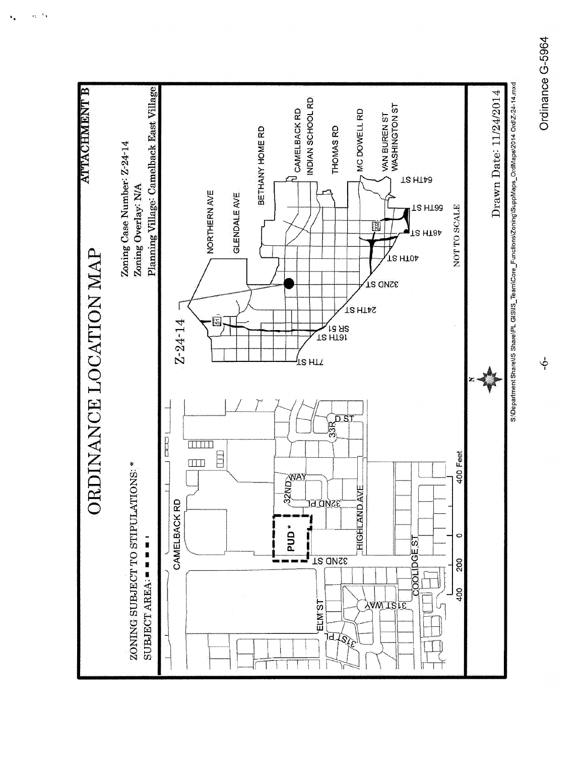# ORDINANCE LOCATION MAP

**ATTACHMENT B**

ZONING SUBJECT TO STIPULATIONS: *

SUBJECT AREA: ▪ ▪ ▪ ▪ ▪

Zoning Case Number: Z-24-14

Zoning Overlay: N/A

Planning Village: Camelback East Village

CAMELBACK RD

32ND ST

32ND PL

32ND WAY

33RD ST

HIGHLAND AVE

COOLIDGE ST

ELM ST

31ST WAY

31ST PL

PUD *

400 200 0 400 Feet

Z-24-14

NORTHERN AVE

GLENDALE AVE

BETHANY HOME RD

CAMELBACK RD

INDIAN SCHOOL RD

THOMAS RD

MC DOWELL RD

VAN BUREN ST

WASHINGTON ST

7TH ST

16TH ST

SR 51

24TH ST

32ND ST

40TH ST

48TH ST

56TH ST

64TH ST

51

202

NOT TO SCALE

N

Drawn Date: 11/24/2014

S:\Department Share\IS Share\PL GIS\IS_Team\Core_Functions\Zoning\SuppMaps_OrdMaps\2014 Ord\Z-24-14.mxd

Ordinance G-5964